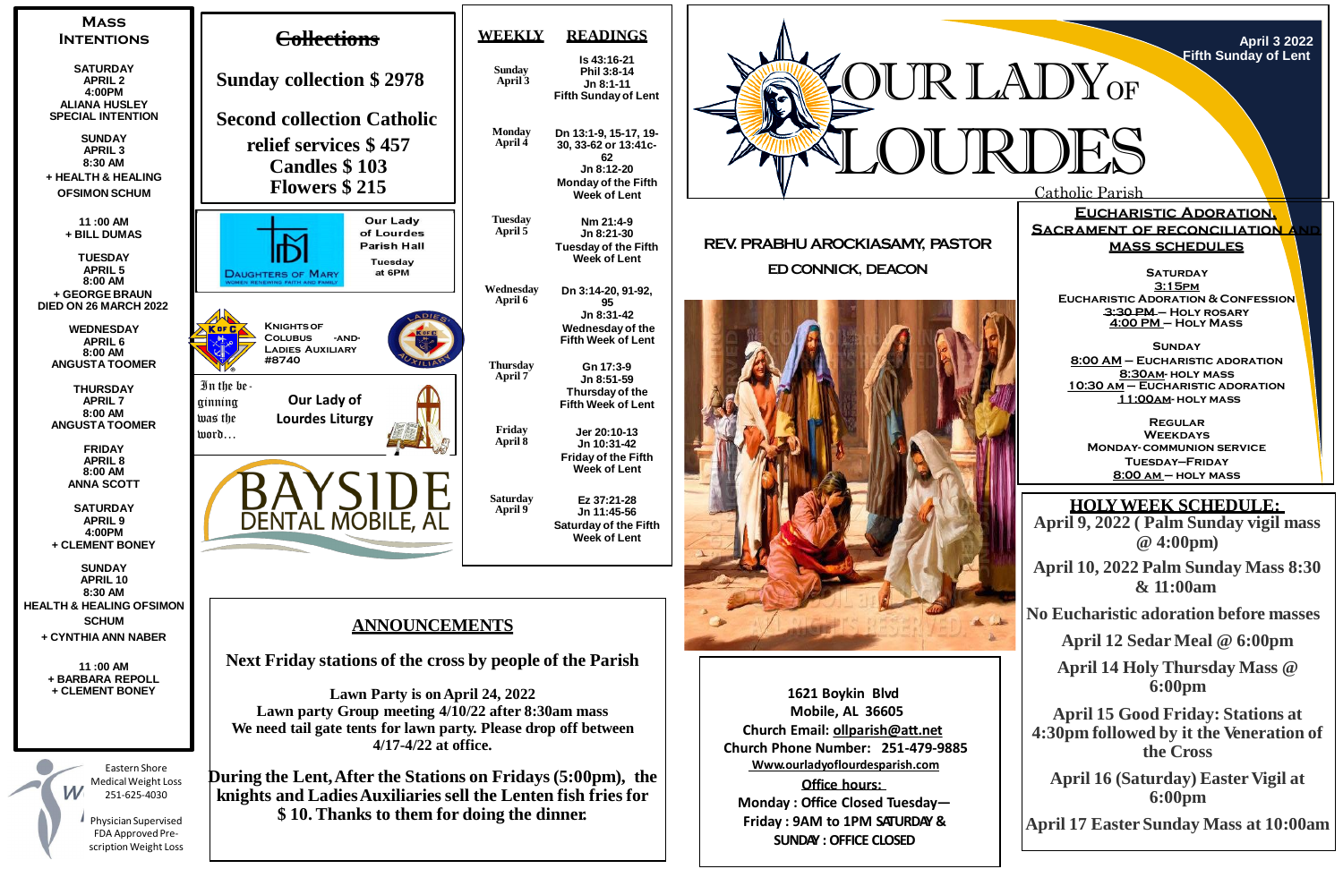# Our Lady of Lourdes

Catholic Parish

April 3 2022
Fifth Sunday of Lent

## Mass Intentions

**SATURDAY APRIL 2 4:00PM**
ALIANA HUSLEY
SPECIAL INTENTION

**SUNDAY APRIL 3 8:30 AM**
+ HEALTH & HEALING OFSIMON SCHUM

**11 :00 AM**
+ BILL DUMAS

**TUESDAY APRIL 5 8:00 AM**
+ GEORGE BRAUN DIED ON 26 MARCH 2022

**WEDNESDAY APRIL 6 8:00 AM**
ANGUSTA TOOMER

**THURSDAY APRIL 7 8:00 AM**
ANGUSTA TOOMER

**FRIDAY APRIL 8 8:00 AM**
ANNA SCOTT

**SATURDAY APRIL 9 4:00PM**
+ CLEMENT BONEY

**SUNDAY APRIL 10 8:30 AM**
HEALTH & HEALING OFSIMON SCHUM
+ CYNTHIA ANN NABER

**11 :00 AM**
+ BARBARA REPOLL
+ CLEMENT BONEY

## Collections

Sunday collection $ 2978

Second collection Catholic relief services $ 457
Candles $ 103
Flowers $ 215

Daughters of Mary — Women Renewing Faith and Family
Our Lady of Lourdes Parish Hall
Tuesday at 6PM

Knights of Colubus -and- Ladies Auxiliary #8740

In the beginning was the word…
Our Lady of Lourdes Liturgy

Bayside Dental Mobile, AL

Eastern Shore Medical Weight Loss 251-625-4030
Physician Supervised FDA Approved Prescription Weight Loss

## Weekly Readings

| WEEKLY | READINGS |
|---|---|
| Sunday April 3 | Is 43:16-21 Phil 3:8-14 Jn 8:1-11 Fifth Sunday of Lent |
| Monday April 4 | Dn 13:1-9, 15-17, 19-30, 33-62 or 13:41c-62 Jn 8:12-20 Monday of the Fifth Week of Lent |
| Tuesday April 5 | Nm 21:4-9 Jn 8:21-30 Tuesday of the Fifth Week of Lent |
| Wednesday April 6 | Dn 3:14-20, 91-92, 95 Jn 8:31-42 Wednesday of the Fifth Week of Lent |
| Thursday April 7 | Gn 17:3-9 Jn 8:51-59 Thursday of the Fifth Week of Lent |
| Friday April 8 | Jer 20:10-13 Jn 10:31-42 Friday of the Fifth Week of Lent |
| Saturday April 9 | Ez 37:21-28 Jn 11:45-56 Saturday of the Fifth Week of Lent |

## Announcements

**Next Friday stations of the cross by people of the Parish**

**Lawn Party is on April 24, 2022**
**Lawn party Group meeting 4/10/22 after 8:30am mass**
**We need tail gate tents for lawn party. Please drop off between 4/17-4/22 at office.**

**During the Lent, After the Stations on Fridays (5:00pm), the knights and Ladies Auxiliaries sell the Lenten fish fries for $ 10. Thanks to them for doing the dinner.**

**Rev. Prabhu Arockiasamy, Pastor**
**Ed Connick, Deacon**

1621 Boykin Blvd
Mobile, AL 36605
Church Email: ollparish@att.net
Church Phone Number: 251-479-9885
www.ourladyoflourdesparish.com

**Office hours:**
Monday : Office Closed Tuesday—Friday : 9AM to 1PM SATURDAY & SUNDAY : OFFICE CLOSED

## Eucharistic Adoration, Sacrament of Reconciliation and Mass Schedules

**Saturday**
3:15pm Eucharistic Adoration & Confession
3:30 PM – Holy Rosary
4:00 PM – Holy Mass

**Sunday**
8:00 AM – Eucharistic Adoration
8:30AM- Holy Mass
10:30 AM – Eucharistic Adoration
11:00AM- Holy Mass

**Regular Weekdays**
Monday- Communion Service
Tuesday–Friday
8:00 AM – Holy Mass

## HOLY WEEK SCHEDULE:

April 9, 2022 ( Palm Sunday vigil mass @ 4:00pm)

April 10, 2022 Palm Sunday Mass 8:30 & 11:00am

No Eucharistic adoration before masses

April 12 Sedar Meal @ 6:00pm

April 14 Holy Thursday Mass @ 6:00pm

April 15 Good Friday: Stations at 4:30pm followed by it the Veneration of the Cross

April 16 (Saturday) Easter Vigil at 6:00pm

April 17 Easter Sunday Mass at 10:00am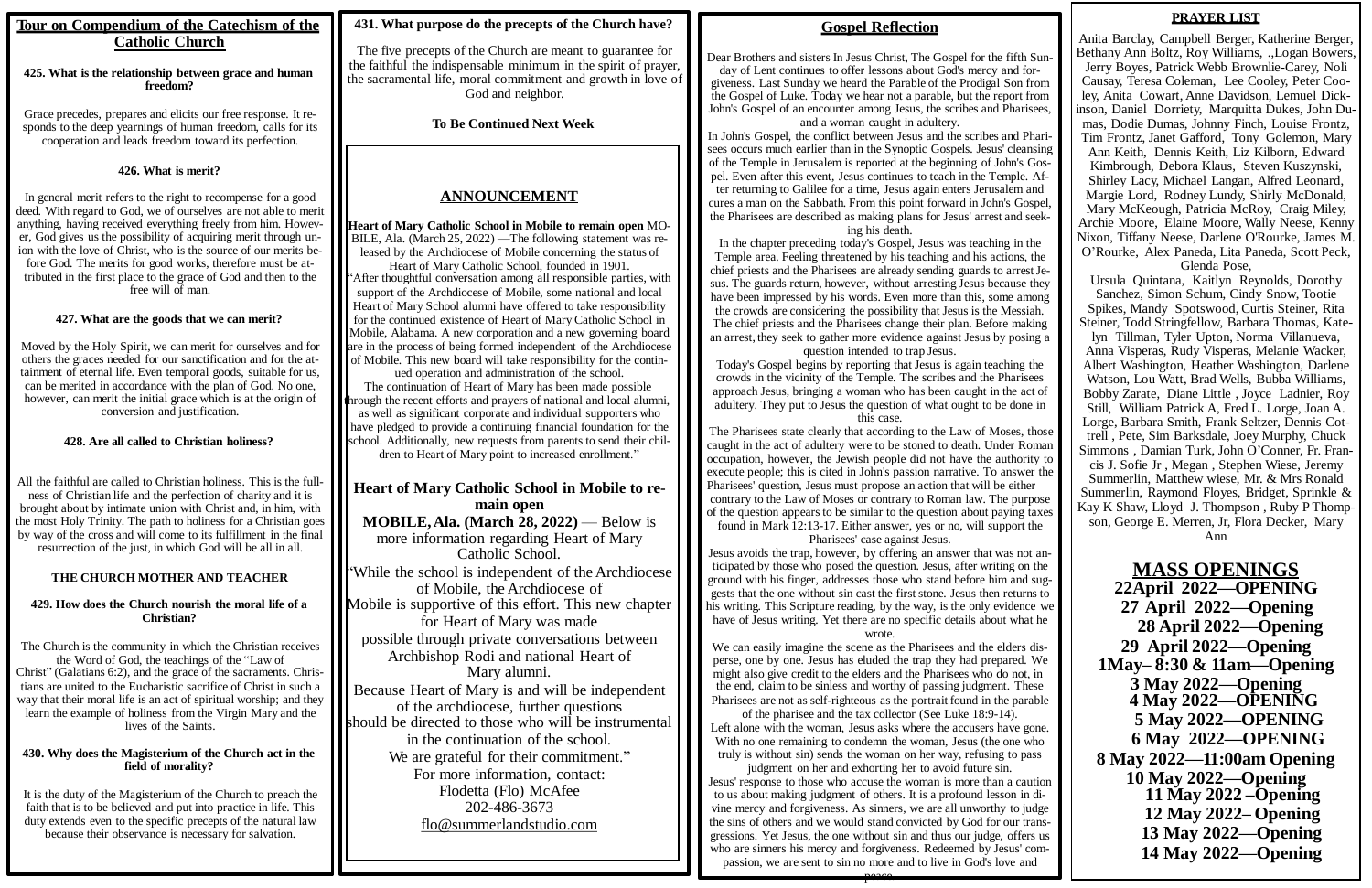## Tour on Compendium of the Catechism of the Catholic Church

**425. What is the relationship between grace and human freedom?**

Grace precedes, prepares and elicits our free response. It responds to the deep yearnings of human freedom, calls for its cooperation and leads freedom toward its perfection.

**426. What is merit?**

In general merit refers to the right to recompense for a good deed. With regard to God, we of ourselves are not able to merit anything, having received everything freely from him. However, God gives us the possibility of acquiring merit through union with the love of Christ, who is the source of our merits before God. The merits for good works, therefore must be attributed in the first place to the grace of God and then to the free will of man.

**427. What are the goods that we can merit?**

Moved by the Holy Spirit, we can merit for ourselves and for others the graces needed for our sanctification and for the attainment of eternal life. Even temporal goods, suitable for us, can be merited in accordance with the plan of God. No one, however, can merit the initial grace which is at the origin of conversion and justification.

**428. Are all called to Christian holiness?**

All the faithful are called to Christian holiness. This is the fullness of Christian life and the perfection of charity and it is brought about by intimate union with Christ and, in him, with the most Holy Trinity. The path to holiness for a Christian goes by way of the cross and will come to its fulfillment in the final resurrection of the just, in which God will be all in all.

**THE CHURCH MOTHER AND TEACHER**

**429. How does the Church nourish the moral life of a Christian?**

The Church is the community in which the Christian receives the Word of God, the teachings of the "Law of Christ" (Galatians 6:2), and the grace of the sacraments. Christians are united to the Eucharistic sacrifice of Christ in such a way that their moral life is an act of spiritual worship; and they learn the example of holiness from the Virgin Mary and the lives of the Saints.

**430. Why does the Magisterium of the Church act in the field of morality?**

It is the duty of the Magisterium of the Church to preach the faith that is to be believed and put into practice in life. This duty extends even to the specific precepts of the natural law because their observance is necessary for salvation.

**431. What purpose do the precepts of the Church have?**

The five precepts of the Church are meant to guarantee for the faithful the indispensable minimum in the spirit of prayer, the sacramental life, moral commitment and growth in love of God and neighbor.

**To Be Continued Next Week**

## ANNOUNCEMENT

**Heart of Mary Catholic School in Mobile to remain open** MOBILE, Ala. (March 25, 2022) —The following statement was released by the Archdiocese of Mobile concerning the status of Heart of Mary Catholic School, founded in 1901.

"After thoughtful conversation among all responsible parties, with support of the Archdiocese of Mobile, some national and local Heart of Mary School alumni have offered to take responsibility for the continued existence of Heart of Mary Catholic School in Mobile, Alabama. A new corporation and a new governing board are in the process of being formed independent of the Archdiocese of Mobile. This new board will take responsibility for the continued operation and administration of the school.

The continuation of Heart of Mary has been made possible through the recent efforts and prayers of national and local alumni, as well as significant corporate and individual supporters who have pledged to provide a continuing financial foundation for the school. Additionally, new requests from parents to send their children to Heart of Mary point to increased enrollment."

### Heart of Mary Catholic School in Mobile to remain open

**MOBILE, Ala. (March 28, 2022)** — Below is more information regarding Heart of Mary Catholic School.

"While the school is independent of the Archdiocese of Mobile, the Archdiocese of Mobile is supportive of this effort. This new chapter for Heart of Mary was made possible through private conversations between Archbishop Rodi and national Heart of Mary alumni.

Because Heart of Mary is and will be independent of the archdiocese, further questions should be directed to those who will be instrumental in the continuation of the school.

We are grateful for their commitment."

For more information, contact:
Flodetta (Flo) McAfee
202-486-3673
flo@summerlandstudio.com

## Gospel Reflection

Dear Brothers and sisters In Jesus Christ, The Gospel for the fifth Sunday of Lent continues to offer lessons about God's mercy and forgiveness. Last Sunday we heard the Parable of the Prodigal Son from the Gospel of Luke. Today we hear not a parable, but the report from John's Gospel of an encounter among Jesus, the scribes and Pharisees, and a woman caught in adultery.

In John's Gospel, the conflict between Jesus and the scribes and Pharisees occurs much earlier than in the Synoptic Gospels. Jesus' cleansing of the Temple in Jerusalem is reported at the beginning of John's Gospel. Even after this event, Jesus continues to teach in the Temple. After returning to Galilee for a time, Jesus again enters Jerusalem and cures a man on the Sabbath. From this point forward in John's Gospel, the Pharisees are described as making plans for Jesus' arrest and seeking his death.

In the chapter preceding today's Gospel, Jesus was teaching in the Temple area. Feeling threatened by his teaching and his actions, the chief priests and the Pharisees are already sending guards to arrest Jesus. The guards return, however, without arresting Jesus because they have been impressed by his words. Even more than this, some among the crowds are considering the possibility that Jesus is the Messiah. The chief priests and the Pharisees change their plan. Before making an arrest, they seek to gather more evidence against Jesus by posing a question intended to trap Jesus.

Today's Gospel begins by reporting that Jesus is again teaching the crowds in the vicinity of the Temple. The scribes and the Pharisees approach Jesus, bringing a woman who has been caught in the act of adultery. They put to Jesus the question of what ought to be done in this case.

The Pharisees state clearly that according to the Law of Moses, those caught in the act of adultery were to be stoned to death. Under Roman occupation, however, the Jewish people did not have the authority to execute people; this is cited in John's passion narrative. To answer the Pharisees' question, Jesus must propose an action that will be either contrary to the Law of Moses or contrary to Roman law. The purpose of the question appears to be similar to the question about paying taxes found in Mark 12:13-17. Either answer, yes or no, will support the Pharisees' case against Jesus.

Jesus avoids the trap, however, by offering an answer that was not anticipated by those who posed the question. Jesus, after writing on the ground with his finger, addresses those who stand before him and suggests that the one without sin cast the first stone. Jesus then returns to his writing. This Scripture reading, by the way, is the only evidence we have of Jesus writing. Yet there are no specific details about what he wrote.

We can easily imagine the scene as the Pharisees and the elders disperse, one by one. Jesus has eluded the trap they had prepared. We might also give credit to the elders and the Pharisees who do not, in the end, claim to be sinless and worthy of passing judgment. These Pharisees are not as self-righteous as the portrait found in the parable of the pharisee and the tax collector (See Luke 18:9-14).

Left alone with the woman, Jesus asks where the accusers have gone. With no one remaining to condemn the woman, Jesus (the one who truly is without sin) sends the woman on her way, refusing to pass judgment on her and exhorting her to avoid future sin.

Jesus' response to those who accuse the woman is more than a caution to us about making judgment of others. It is a profound lesson in divine mercy and forgiveness. As sinners, we are all unworthy to judge the sins of others and we would stand convicted by God for our transgressions. Yet Jesus, the one without sin and thus our judge, offers us who are sinners his mercy and forgiveness. Redeemed by Jesus' compassion, we are sent to sin no more and to live in God's love and peace.

## PRAYER LIST

Anita Barclay, Campbell Berger, Katherine Berger, Bethany Ann Boltz, Roy Williams, ,Logan Bowers, Jerry Boyes, Patrick Webb Brownlie-Carey, Noli Causay, Teresa Coleman, Lee Cooley, Peter Cooley, Anita Cowart, Anne Davidson, Lemuel Dickinson, Daniel Dorriety, Marquitta Dukes, John Dumas, Dodie Dumas, Johnny Finch, Louise Frontz, Tim Frontz, Janet Gafford, Tony Golemon, Mary Ann Keith, Dennis Keith, Liz Kilborn, Edward Kimbrough, Debora Klaus, Steven Kuszynski, Shirley Lacy, Michael Langan, Alfred Leonard, Margie Lord, Rodney Lundy, Shirly McDonald, Mary McKeough, Patricia McRoy, Craig Miley, Archie Moore, Elaine Moore, Wally Neese, Kenny Nixon, Tiffany Neese, Darlene O'Rourke, James M. O'Rourke, Alex Paneda, Lita Paneda, Scott Peck, Glenda Pose,

Ursula Quintana, Kaitlyn Reynolds, Dorothy Sanchez, Simon Schum, Cindy Snow, Tootie Spikes, Mandy Spotswood, Curtis Steiner, Rita Steiner, Todd Stringfellow, Barbara Thomas, Katelyn Tillman, Tyler Upton, Norma Villanueva, Anna Visperas, Rudy Visperas, Melanie Wacker, Albert Washington, Heather Washington, Darlene Watson, Lou Watt, Brad Wells, Bubba Williams, Bobby Zarate, Diane Little , Joyce Ladnier, Roy Still, William Patrick A, Fred L. Lorge, Joan A. Lorge, Barbara Smith, Frank Seltzer, Dennis Cottrell , Pete, Sim Barksdale, Joey Murphy, Chuck Simmons , Damian Turk, John O'Conner, Fr. Francis J. Sofie Jr , Megan , Stephen Wiese, Jeremy Summerlin, Matthew wiese, Mr. & Mrs Ronald Summerlin, Raymond Floyes, Bridget, Sprinkle & Kay K Shaw, Lloyd J. Thompson , Ruby P Thompson, George E. Merren, Jr, Flora Decker, Mary Ann

## MASS OPENINGS

**22April 2022—OPENING**
**27 April 2022—Opening**
**28 April 2022—Opening**
**29 April 2022—Opening**
**1May– 8:30 & 11am—Opening**
**3 May 2022—Opening**
**4 May 2022—OPENING**
**5 May 2022—OPENING**
**6 May 2022—OPENING**
**8 May 2022—11:00am Opening**
**10 May 2022—Opening**
**11 May 2022 –Opening**
**12 May 2022– Opening**
**13 May 2022—Opening**
**14 May 2022—Opening**